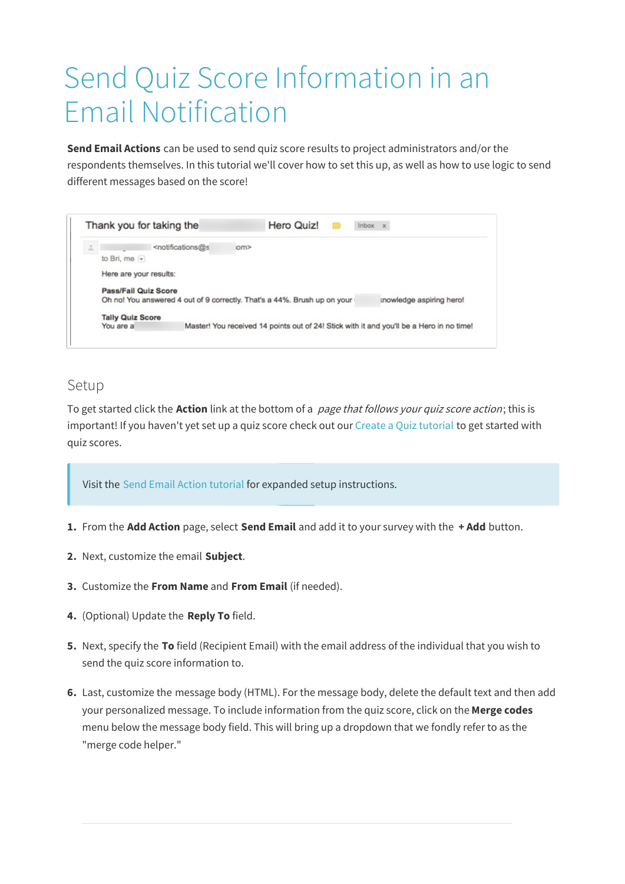# Send Quiz Score Information in an Email Notification

**Send Email Actions** can be used to send quiz score results to project administrators and/or the respondents themselves. In this tutorial we'll cover how to set this up, as well as how to use logic to send different messages based on the score!

## Setup

To get started click the **Action** link at the bottom of a *page that follows your quiz score action*; this is important! If you haven't yet set up a quiz score check out our Create a Quiz tutorial to get started with quiz scores.

> Visit the Send Email Action tutorial for expanded setup instructions.

1. From the **Add Action** page, select **Send Email** and add it to your survey with the **+ Add** button.
2. Next, customize the email **Subject**.
3. Customize the **From Name** and **From Email** (if needed).
4. (Optional) Update the **Reply To** field.
5. Next, specify the **To** field (Recipient Email) with the email address of the individual that you wish to send the quiz score information to.
6. Last, customize the message body (HTML). For the message body, delete the default text and then add your personalized message. To include information from the quiz score, click on the **Merge codes** menu below the message body field. This will bring up a dropdown that we fondly refer to as the "merge code helper."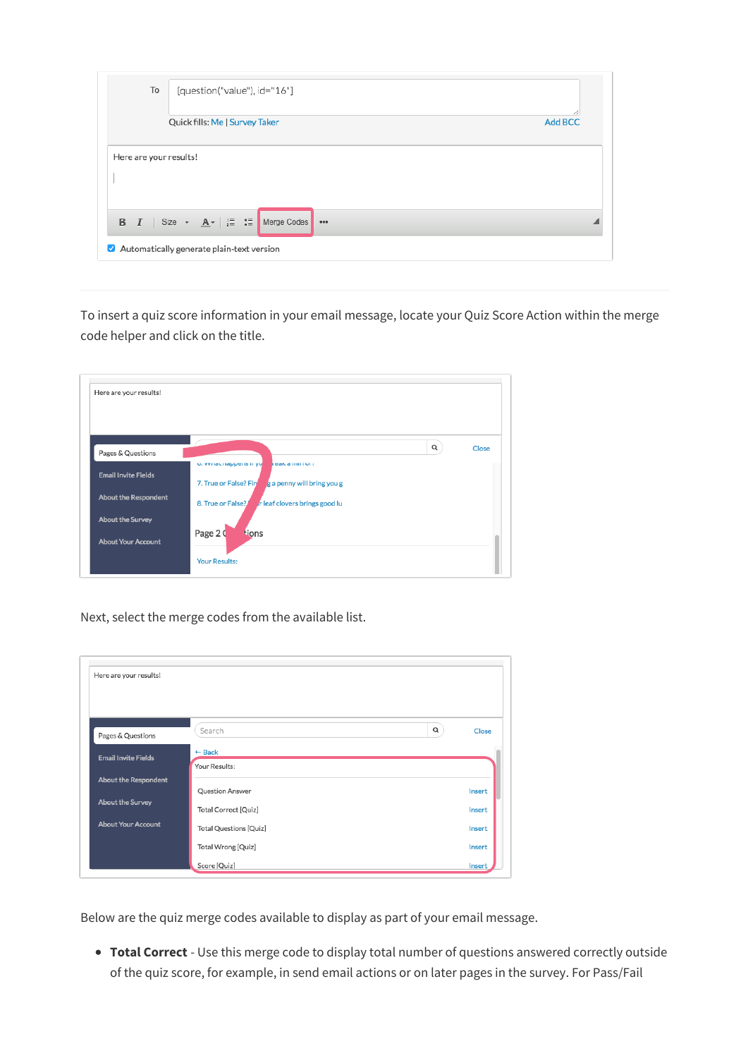To insert a quiz score information in your email message, locate your Quiz Score Action within the merge code helper and click on the title.

Next, select the merge codes from the available list.

Below are the quiz merge codes available to display as part of your email message.

- **Total Correct** - Use this merge code to display total number of questions answered correctly outside of the quiz score, for example, in send email actions or on later pages in the survey. For Pass/Fail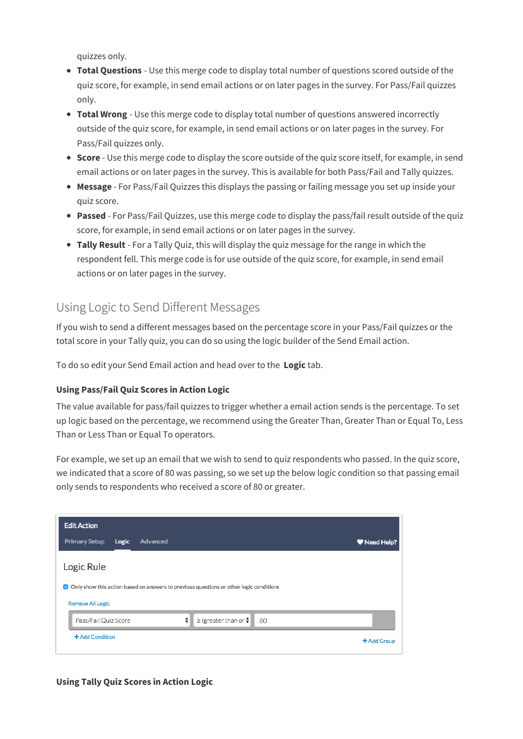quizzes only.

- **Total Questions** - Use this merge code to display total number of questions scored outside of the quiz score, for example, in send email actions or on later pages in the survey. For Pass/Fail quizzes only.
- **Total Wrong** - Use this merge code to display total number of questions answered incorrectly outside of the quiz score, for example, in send email actions or on later pages in the survey. For Pass/Fail quizzes only.
- **Score** - Use this merge code to display the score outside of the quiz score itself, for example, in send email actions or on later pages in the survey. This is available for both Pass/Fail and Tally quizzes.
- **Message** - For Pass/Fail Quizzes this displays the passing or failing message you set up inside your quiz score.
- **Passed** - For Pass/Fail Quizzes, use this merge code to display the pass/fail result outside of the quiz score, for example, in send email actions or on later pages in the survey.
- **Tally Result** - For a Tally Quiz, this will display the quiz message for the range in which the respondent fell. This merge code is for use outside of the quiz score, for example, in send email actions or on later pages in the survey.

## Using Logic to Send Different Messages

If you wish to send a different messages based on the percentage score in your Pass/Fail quizzes or the total score in your Tally quiz, you can do so using the logic builder of the Send Email action.

To do so edit your Send Email action and head over to the **Logic** tab.

### Using Pass/Fail Quiz Scores in Action Logic

The value available for pass/fail quizzes to trigger whether a email action sends is the percentage. To set up logic based on the percentage, we recommend using the Greater Than, Greater Than or Equal To, Less Than or Less Than or Equal To operators.

For example, we set up an email that we wish to send to quiz respondents who passed. In the quiz score, we indicated that a score of 80 was passing, so we set up the below logic condition so that passing email only sends to respondents who received a score of 80 or greater.

Edit Action

Primary Setup Logic Advanced Need Help?

Logic Rule

Only show this action based on answers to previous questions or other logic conditions

Remove All Logic

Pass/Fail Quiz Score | ≥ (greater than or | 80

+Add Condition +Add Group

### Using Tally Quiz Scores in Action Logic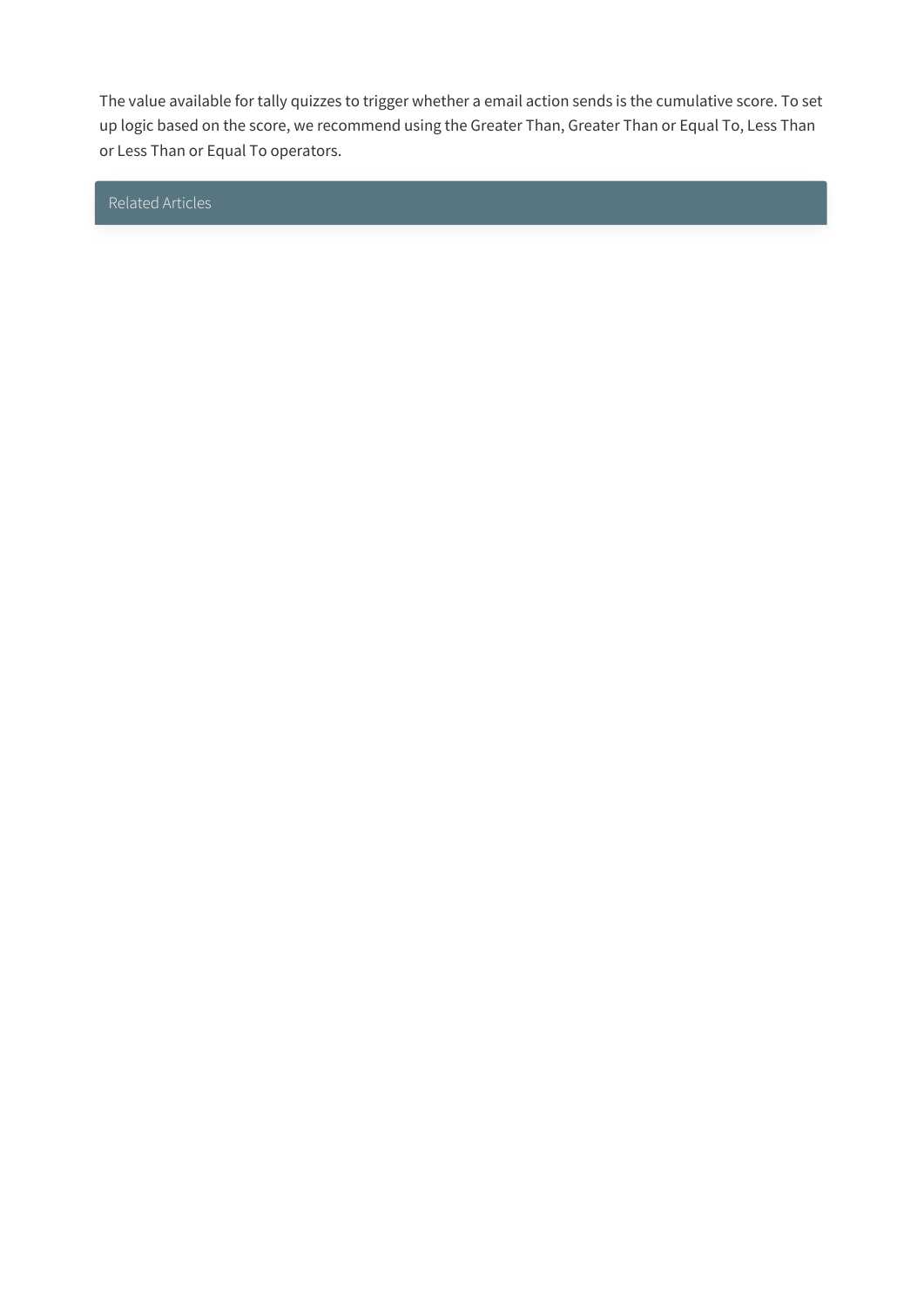The value available for tally quizzes to trigger whether a email action sends is the cumulative score. To set up logic based on the score, we recommend using the Greater Than, Greater Than or Equal To, Less Than or Less Than or Equal To operators.

## Related Articles